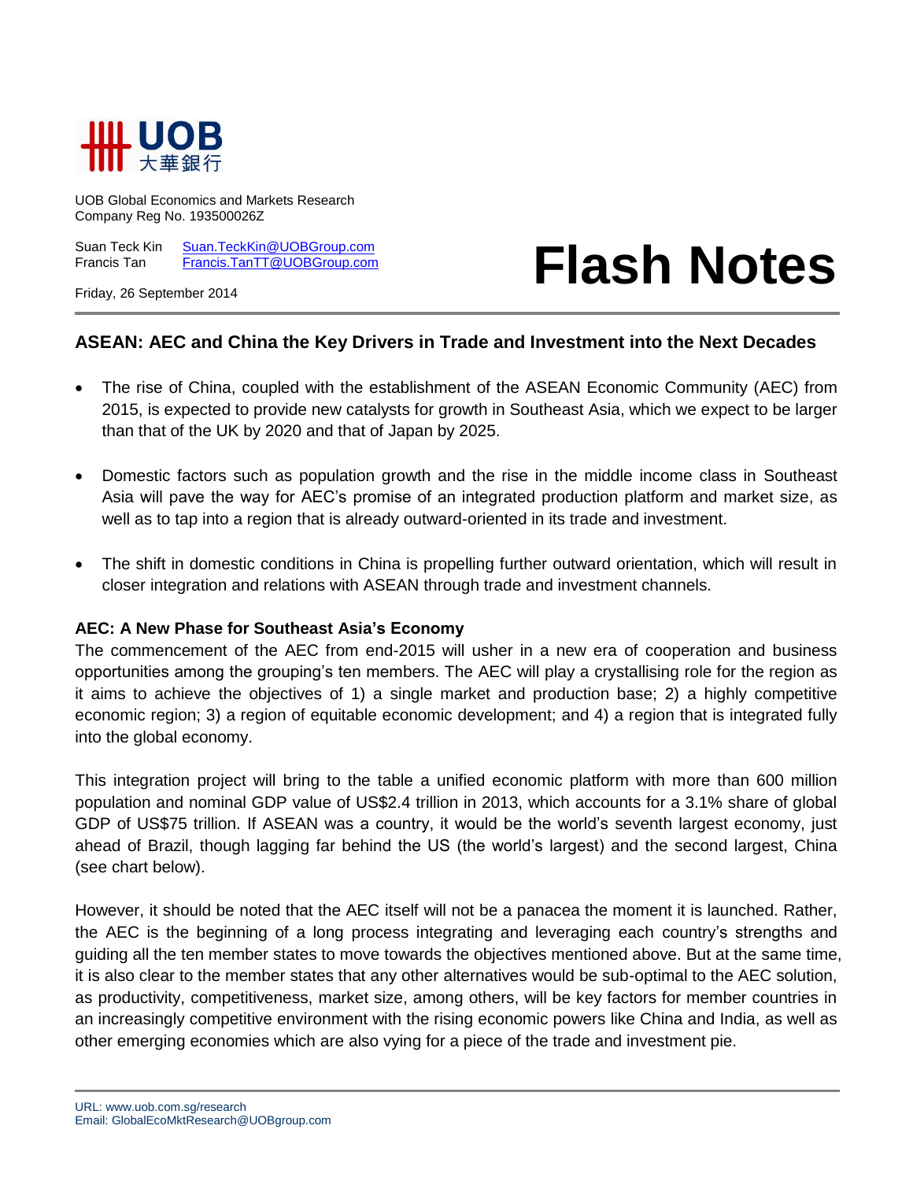UOB Global Economics and Markets Research
Company Reg No. 193500026Z

Suan Teck Kin Suan.TeckKin@UOBGroup.com
Francis Tan Francis.TanTT@UOBGroup.com

Friday, 26 September 2014

# Flash Notes

## ASEAN: AEC and China the Key Drivers in Trade and Investment into the Next Decades

- The rise of China, coupled with the establishment of the ASEAN Economic Community (AEC) from 2015, is expected to provide new catalysts for growth in Southeast Asia, which we expect to be larger than that of the UK by 2020 and that of Japan by 2025.

- Domestic factors such as population growth and the rise in the middle income class in Southeast Asia will pave the way for AEC's promise of an integrated production platform and market size, as well as to tap into a region that is already outward-oriented in its trade and investment.

- The shift in domestic conditions in China is propelling further outward orientation, which will result in closer integration and relations with ASEAN through trade and investment channels.

### AEC: A New Phase for Southeast Asia's Economy

The commencement of the AEC from end-2015 will usher in a new era of cooperation and business opportunities among the grouping's ten members. The AEC will play a crystallising role for the region as it aims to achieve the objectives of 1) a single market and production base; 2) a highly competitive economic region; 3) a region of equitable economic development; and 4) a region that is integrated fully into the global economy.

This integration project will bring to the table a unified economic platform with more than 600 million population and nominal GDP value of US$2.4 trillion in 2013, which accounts for a 3.1% share of global GDP of US$75 trillion. If ASEAN was a country, it would be the world's seventh largest economy, just ahead of Brazil, though lagging far behind the US (the world's largest) and the second largest, China (see chart below).

However, it should be noted that the AEC itself will not be a panacea the moment it is launched. Rather, the AEC is the beginning of a long process integrating and leveraging each country's strengths and guiding all the ten member states to move towards the objectives mentioned above. But at the same time, it is also clear to the member states that any other alternatives would be sub-optimal to the AEC solution, as productivity, competitiveness, market size, among others, will be key factors for member countries in an increasingly competitive environment with the rising economic powers like China and India, as well as other emerging economies which are also vying for a piece of the trade and investment pie.

URL: www.uob.com.sg/research
Email: GlobalEcoMktResearch@UOBgroup.com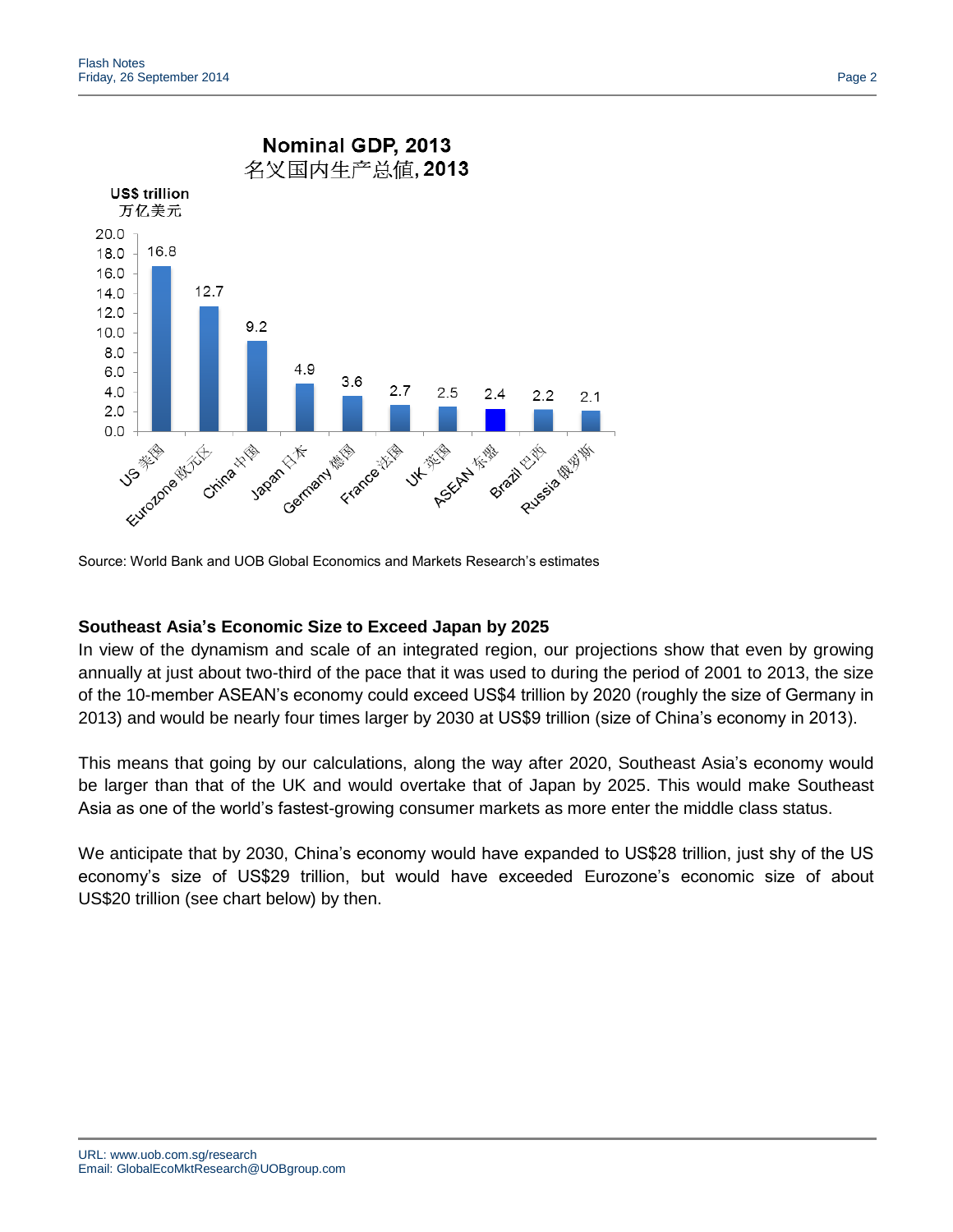**Nominal GDP, 2013**
**名义国内生产总值, 2013**

| | US$ trillion 万亿美元 |
|---|---|
| US 美国 | 16.8 |
| Eurozone 欧元区 | 12.7 |
| China 中国 | 9.2 |
| Japan 日本 | 4.9 |
| Germany 德国 | 3.6 |
| France 法国 | 2.7 |
| UK 英国 | 2.5 |
| ASEAN 东盟 | 2.4 |
| Brazil 巴西 | 2.2 |
| Russia 俄罗斯 | 2.1 |

Source: World Bank and UOB Global Economics and Markets Research's estimates

**Southeast Asia's Economic Size to Exceed Japan by 2025**

In view of the dynamism and scale of an integrated region, our projections show that even by growing annually at just about two-third of the pace that it was used to during the period of 2001 to 2013, the size of the 10-member ASEAN's economy could exceed US$4 trillion by 2020 (roughly the size of Germany in 2013) and would be nearly four times larger by 2030 at US$9 trillion (size of China's economy in 2013).

This means that going by our calculations, along the way after 2020, Southeast Asia's economy would be larger than that of the UK and would overtake that of Japan by 2025. This would make Southeast Asia as one of the world's fastest-growing consumer markets as more enter the middle class status.

We anticipate that by 2030, China's economy would have expanded to US$28 trillion, just shy of the US economy's size of US$29 trillion, but would have exceeded Eurozone's economic size of about US$20 trillion (see chart below) by then.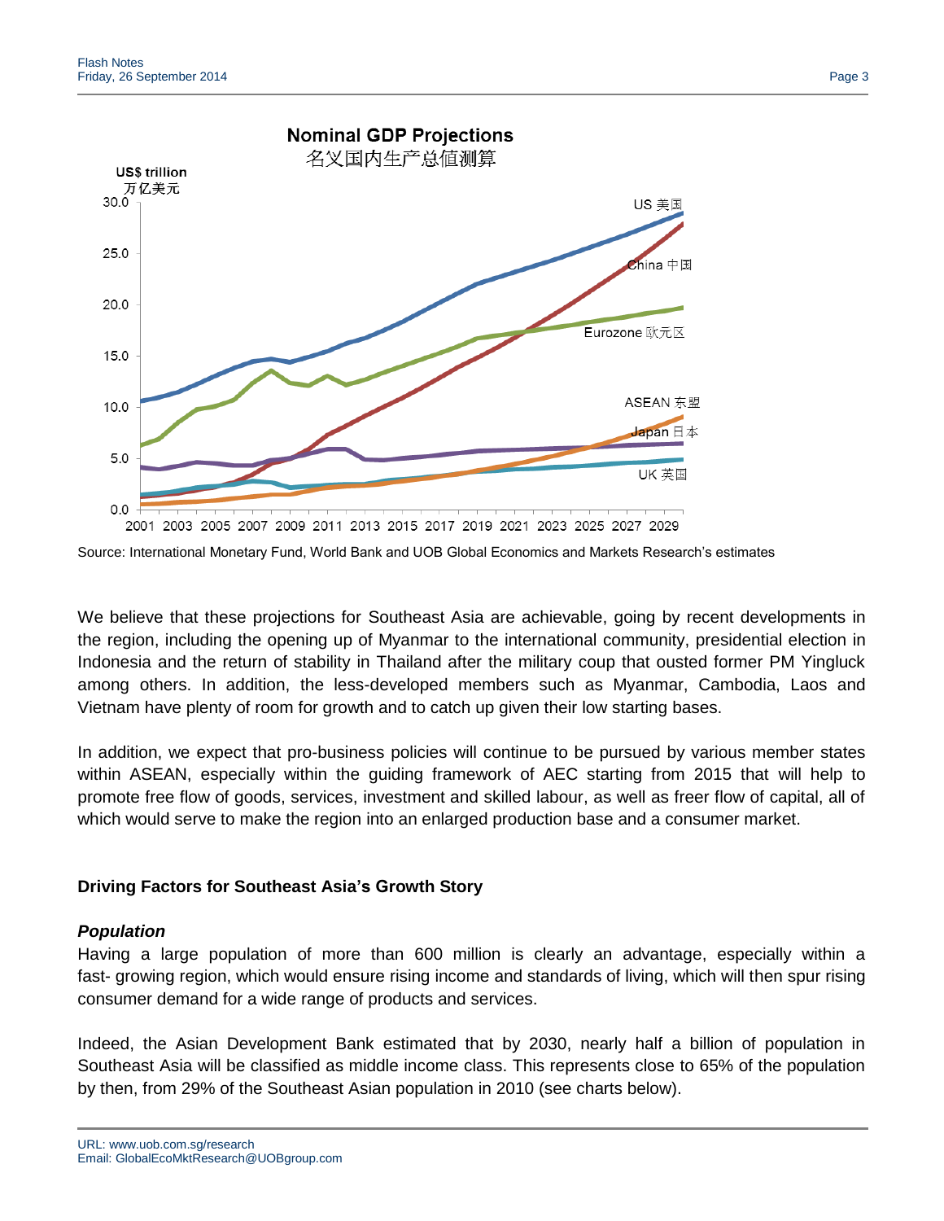**Nominal GDP Projections**
名义国内生产总值测算

Source: International Monetary Fund, World Bank and UOB Global Economics and Markets Research's estimates

We believe that these projections for Southeast Asia are achievable, going by recent developments in the region, including the opening up of Myanmar to the international community, presidential election in Indonesia and the return of stability in Thailand after the military coup that ousted former PM Yingluck among others. In addition, the less-developed members such as Myanmar, Cambodia, Laos and Vietnam have plenty of room for growth and to catch up given their low starting bases.

In addition, we expect that pro-business policies will continue to be pursued by various member states within ASEAN, especially within the guiding framework of AEC starting from 2015 that will help to promote free flow of goods, services, investment and skilled labour, as well as freer flow of capital, all of which would serve to make the region into an enlarged production base and a consumer market.

### Driving Factors for Southeast Asia's Growth Story

***Population***

Having a large population of more than 600 million is clearly an advantage, especially within a fast- growing region, which would ensure rising income and standards of living, which will then spur rising consumer demand for a wide range of products and services.

Indeed, the Asian Development Bank estimated that by 2030, nearly half a billion of population in Southeast Asia will be classified as middle income class. This represents close to 65% of the population by then, from 29% of the Southeast Asian population in 2010 (see charts below).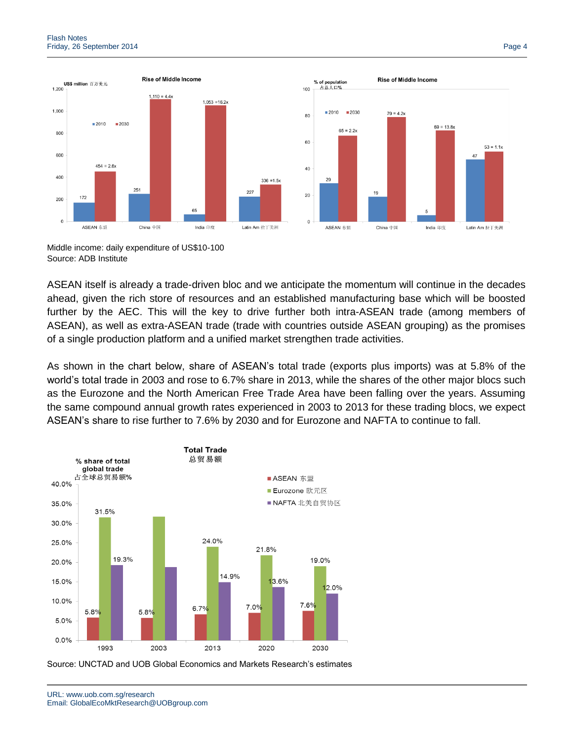Middle income: daily expenditure of US$10-100
Source: ADB Institute

ASEAN itself is already a trade-driven bloc and we anticipate the momentum will continue in the decades ahead, given the rich store of resources and an established manufacturing base which will be boosted further by the AEC. This will the key to drive further both intra-ASEAN trade (among members of ASEAN), as well as extra-ASEAN trade (trade with countries outside ASEAN grouping) as the promises of a single production platform and a unified market strengthen trade activities.

As shown in the chart below, share of ASEAN's total trade (exports plus imports) was at 5.8% of the world's total trade in 2003 and rose to 6.7% share in 2013, while the shares of the other major blocs such as the Eurozone and the North American Free Trade Area have been falling over the years. Assuming the same compound annual growth rates experienced in 2003 to 2013 for these trading blocs, we expect ASEAN's share to rise further to 7.6% by 2030 and for Eurozone and NAFTA to continue to fall.

Source: UNCTAD and UOB Global Economics and Markets Research's estimates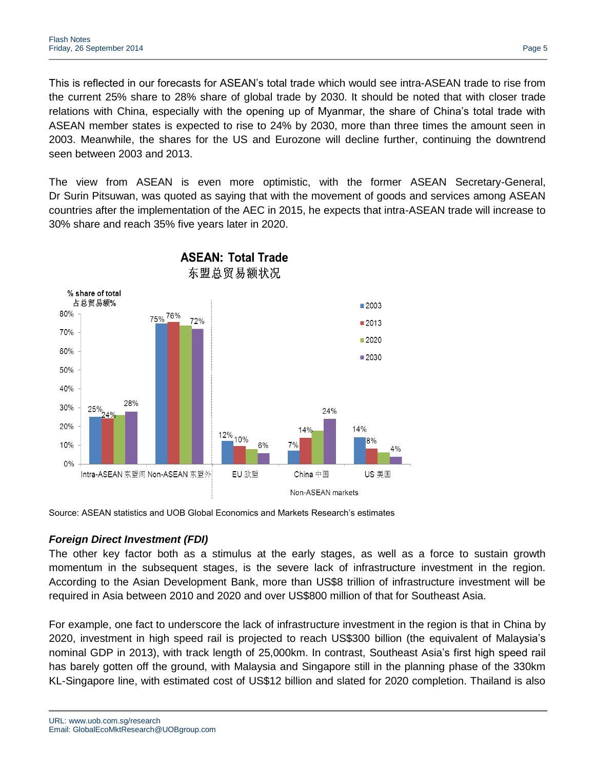This is reflected in our forecasts for ASEAN's total trade which would see intra-ASEAN trade to rise from the current 25% share to 28% share of global trade by 2030. It should be noted that with closer trade relations with China, especially with the opening up of Myanmar, the share of China's total trade with ASEAN member states is expected to rise to 24% by 2030, more than three times the amount seen in 2003. Meanwhile, the shares for the US and Eurozone will decline further, continuing the downtrend seen between 2003 and 2013.

The view from ASEAN is even more optimistic, with the former ASEAN Secretary-General, Dr Surin Pitsuwan, was quoted as saying that with the movement of goods and services among ASEAN countries after the implementation of the AEC in 2015, he expects that intra-ASEAN trade will increase to 30% share and reach 35% five years later in 2020.

**ASEAN: Total Trade**
**东盟总贸易额状况**

Source: ASEAN statistics and UOB Global Economics and Markets Research's estimates

### *Foreign Direct Investment (FDI)*

The other key factor both as a stimulus at the early stages, as well as a force to sustain growth momentum in the subsequent stages, is the severe lack of infrastructure investment in the region. According to the Asian Development Bank, more than US$8 trillion of infrastructure investment will be required in Asia between 2010 and 2020 and over US$800 million of that for Southeast Asia.

For example, one fact to underscore the lack of infrastructure investment in the region is that in China by 2020, investment in high speed rail is projected to reach US$300 billion (the equivalent of Malaysia's nominal GDP in 2013), with track length of 25,000km. In contrast, Southeast Asia's first high speed rail has barely gotten off the ground, with Malaysia and Singapore still in the planning phase of the 330km KL-Singapore line, with estimated cost of US$12 billion and slated for 2020 completion. Thailand is also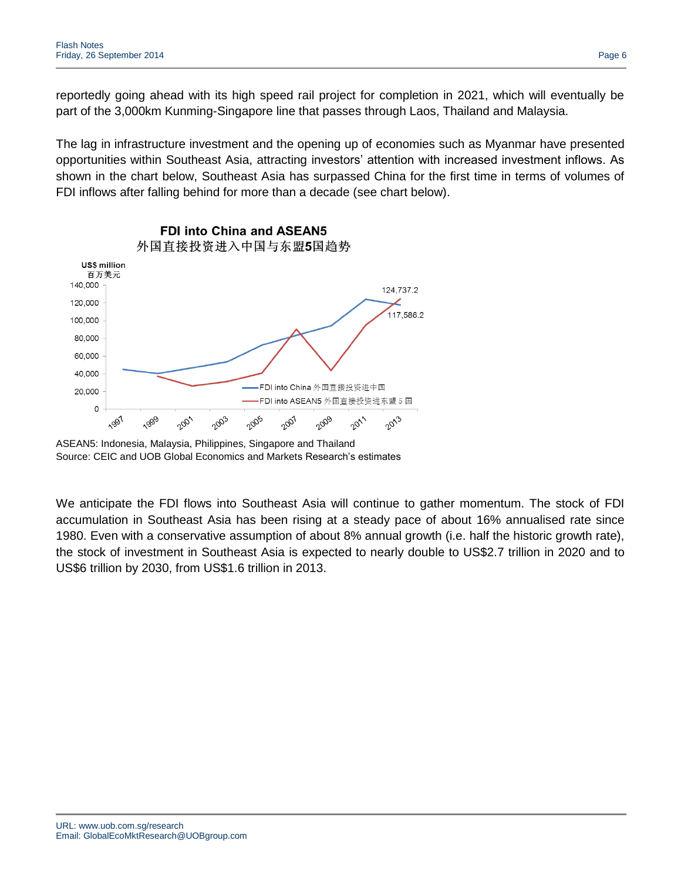reportedly going ahead with its high speed rail project for completion in 2021, which will eventually be part of the 3,000km Kunming-Singapore line that passes through Laos, Thailand and Malaysia.

The lag in infrastructure investment and the opening up of economies such as Myanmar have presented opportunities within Southeast Asia, attracting investors' attention with increased investment inflows. As shown in the chart below, Southeast Asia has surpassed China for the first time in terms of volumes of FDI inflows after falling behind for more than a decade (see chart below).

**FDI into China and ASEAN5**
外国直接投资进入中国与东盟5国趋势

US$ million
百万美元

ASEAN5: Indonesia, Malaysia, Philippines, Singapore and Thailand
Source: CEIC and UOB Global Economics and Markets Research's estimates

We anticipate the FDI flows into Southeast Asia will continue to gather momentum. The stock of FDI accumulation in Southeast Asia has been rising at a steady pace of about 16% annualised rate since 1980. Even with a conservative assumption of about 8% annual growth (i.e. half the historic growth rate), the stock of investment in Southeast Asia is expected to nearly double to US$2.7 trillion in 2020 and to US$6 trillion by 2030, from US$1.6 trillion in 2013.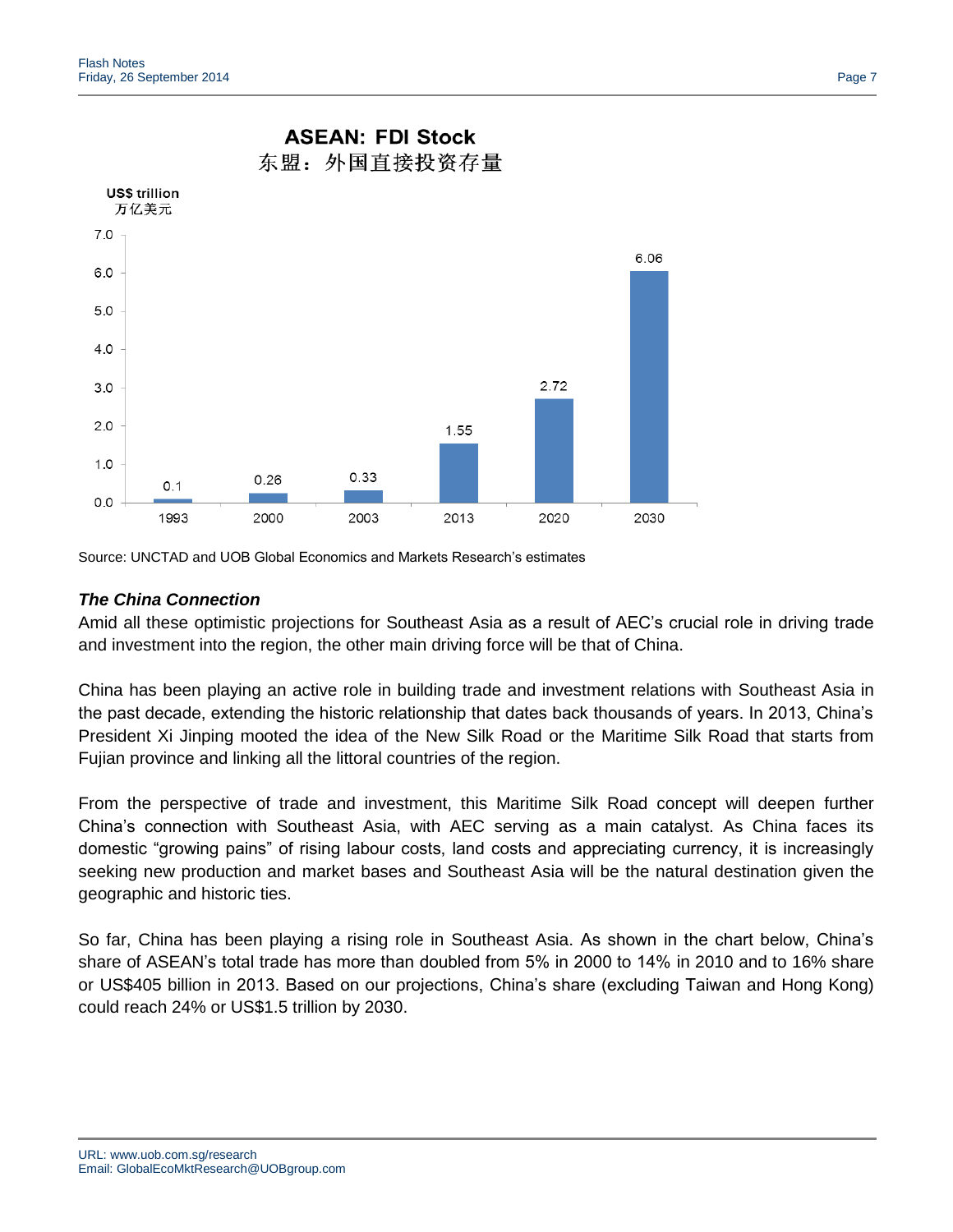**ASEAN: FDI Stock**
东盟：外国直接投资存量

US$ trillion
万亿美元

| Year | US$ trillion |
|---|---|
| 1993 | 0.1 |
| 2000 | 0.26 |
| 2003 | 0.33 |
| 2013 | 1.55 |
| 2020 | 2.72 |
| 2030 | 6.06 |

Source: UNCTAD and UOB Global Economics and Markets Research's estimates

***The China Connection***

Amid all these optimistic projections for Southeast Asia as a result of AEC's crucial role in driving trade and investment into the region, the other main driving force will be that of China.

China has been playing an active role in building trade and investment relations with Southeast Asia in the past decade, extending the historic relationship that dates back thousands of years. In 2013, China's President Xi Jinping mooted the idea of the New Silk Road or the Maritime Silk Road that starts from Fujian province and linking all the littoral countries of the region.

From the perspective of trade and investment, this Maritime Silk Road concept will deepen further China's connection with Southeast Asia, with AEC serving as a main catalyst. As China faces its domestic "growing pains" of rising labour costs, land costs and appreciating currency, it is increasingly seeking new production and market bases and Southeast Asia will be the natural destination given the geographic and historic ties.

So far, China has been playing a rising role in Southeast Asia. As shown in the chart below, China's share of ASEAN's total trade has more than doubled from 5% in 2000 to 14% in 2010 and to 16% share or US$405 billion in 2013. Based on our projections, China's share (excluding Taiwan and Hong Kong) could reach 24% or US$1.5 trillion by 2030.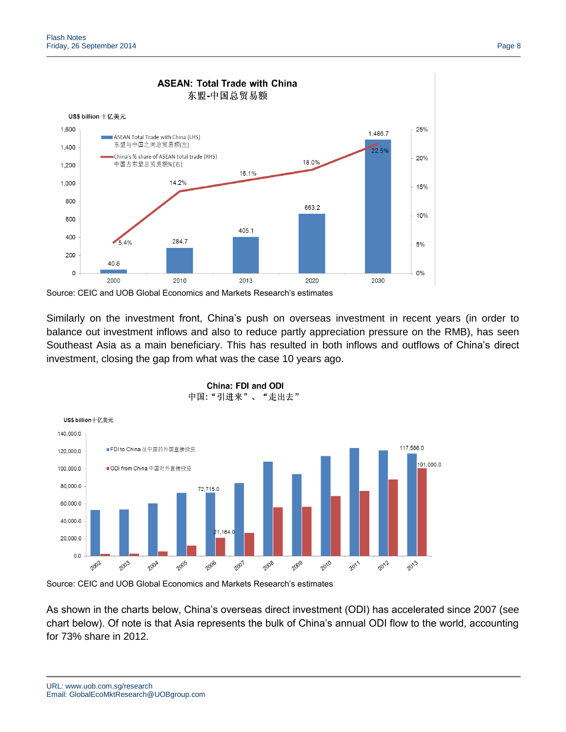**ASEAN: Total Trade with China**
**东盟-中国总贸易额**

US$ billion 十亿美元

| Year | ASEAN Total Trade with China (LHS) 东盟与中国之间总贸易额(左) | China's % share of ASEAN total trade (RHS) 中国占东盟总贸易额%(右) |
|---|---|---|
| 2000 | 40.8 | 5.4% |
| 2010 | 284.7 | 14.2% |
| 2013 | 405.1 | 16.1% |
| 2020 | 663.2 | 18.0% |
| 2030 | 1,486.7 | 22.5% |

Source: CEIC and UOB Global Economics and Markets Research's estimates

Similarly on the investment front, China's push on overseas investment in recent years (in order to balance out investment inflows and also to reduce partly appreciation pressure on the RMB), has seen Southeast Asia as a main beneficiary. This has resulted in both inflows and outflows of China's direct investment, closing the gap from what was the case 10 years ago.

**China: FDI and ODI**
中国:"引进来"、"走出去"

US$ billion 十亿美元

Legend: FDI to China 往中国的外国直接投资; ODI from China 中国对外直接投资

Labelled values: 2006 FDI 72,715.0, ODI 21,164.0; 2013 FDI 117,586.0, ODI 101,000.0

Source: CEIC and UOB Global Economics and Markets Research's estimates

As shown in the charts below, China's overseas direct investment (ODI) has accelerated since 2007 (see chart below). Of note is that Asia represents the bulk of China's annual ODI flow to the world, accounting for 73% share in 2012.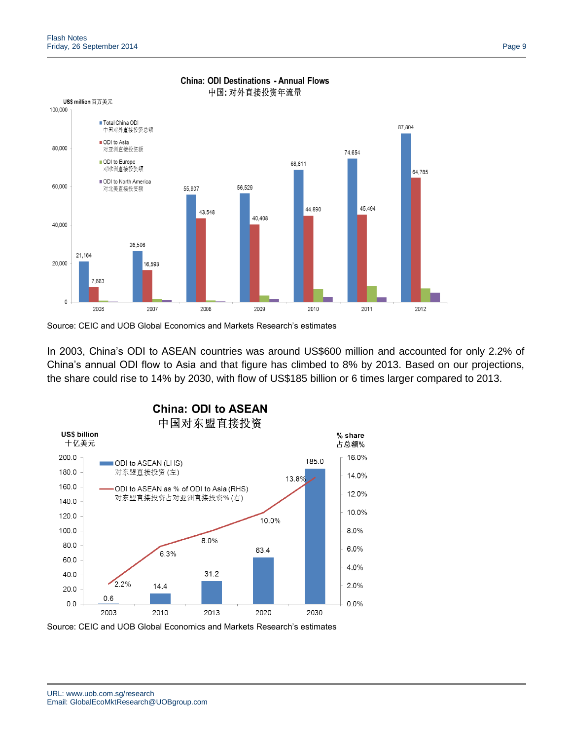**China: ODI Destinations - Annual Flows**
中国: 对外直接投资年流量

US$ million 百万美元

| Year | Total China ODI 中国对外直接投资总额 | ODI to Asia 对亚洲直接投资额 |
|---|---|---|
| 2006 | 21,164 | 7,663 |
| 2007 | 26,506 | 16,593 |
| 2008 | 55,907 | 43,548 |
| 2009 | 56,529 | 40,408 |
| 2010 | 68,811 | 44,890 |
| 2011 | 74,654 | 45,494 |
| 2012 | 87,804 | 64,785 |

Legend: Total China ODI 中国对外直接投资总额; ODI to Asia 对亚洲直接投资额; ODI to Europe 对欧洲直接投资额; ODI to North America 对北美直接投资额

Source: CEIC and UOB Global Economics and Markets Research's estimates

In 2003, China's ODI to ASEAN countries was around US$600 million and accounted for only 2.2% of China's annual ODI flow to Asia and that figure has climbed to 8% by 2013. Based on our projections, the share could rise to 14% by 2030, with flow of US$185 billion or 6 times larger compared to 2013.

**China: ODI to ASEAN**
中国对东盟直接投资

| Year | ODI to ASEAN (LHS, US$ billion) 对东盟直接投资 (左) | ODI to ASEAN as % of ODI to Asia (RHS) 对东盟直接投资占对亚洲直接投资% (右) |
|---|---|---|
| 2003 | 0.6 | 2.2% |
| 2010 | 14.4 | 6.3% |
| 2013 | 31.2 | 8.0% |
| 2020 | 63.4 | 10.0% |
| 2030 | 185.0 | 13.8% |

Source: CEIC and UOB Global Economics and Markets Research's estimates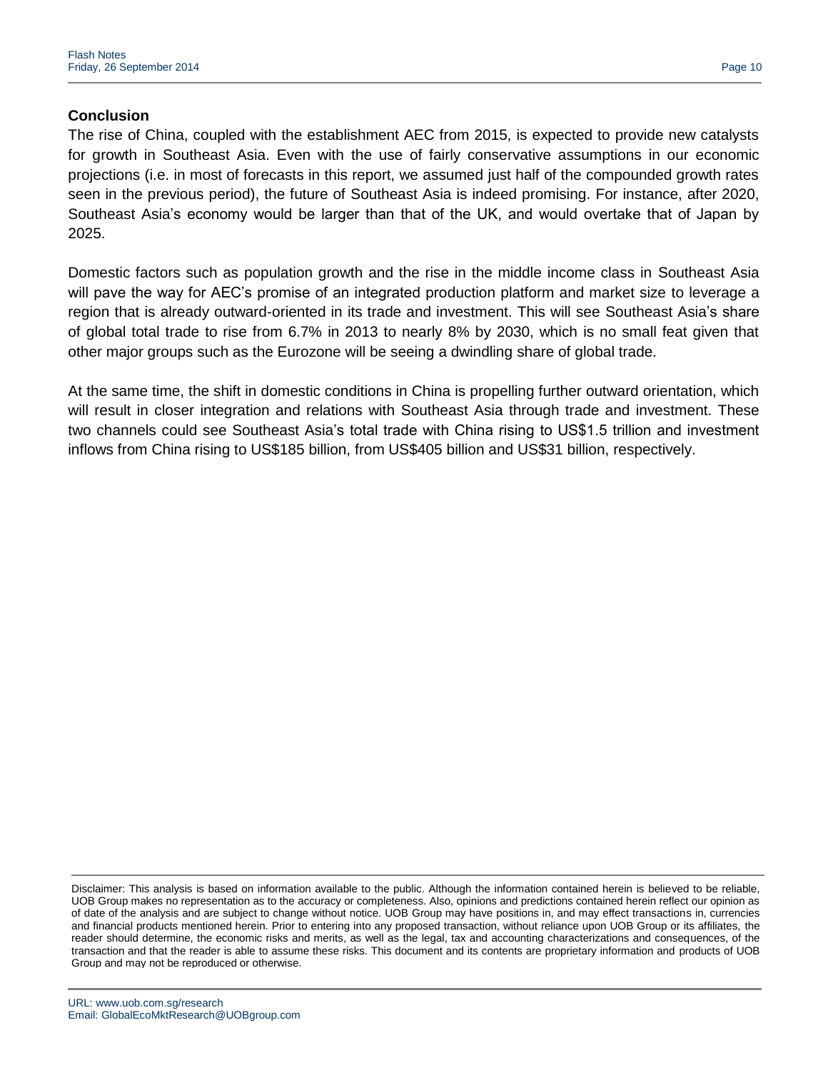## Conclusion

The rise of China, coupled with the establishment AEC from 2015, is expected to provide new catalysts for growth in Southeast Asia. Even with the use of fairly conservative assumptions in our economic projections (i.e. in most of forecasts in this report, we assumed just half of the compounded growth rates seen in the previous period), the future of Southeast Asia is indeed promising. For instance, after 2020, Southeast Asia's economy would be larger than that of the UK, and would overtake that of Japan by 2025.

Domestic factors such as population growth and the rise in the middle income class in Southeast Asia will pave the way for AEC's promise of an integrated production platform and market size to leverage a region that is already outward-oriented in its trade and investment. This will see Southeast Asia's share of global total trade to rise from 6.7% in 2013 to nearly 8% by 2030, which is no small feat given that other major groups such as the Eurozone will be seeing a dwindling share of global trade.

At the same time, the shift in domestic conditions in China is propelling further outward orientation, which will result in closer integration and relations with Southeast Asia through trade and investment. These two channels could see Southeast Asia's total trade with China rising to US$1.5 trillion and investment inflows from China rising to US$185 billion, from US$405 billion and US$31 billion, respectively.

Disclaimer: This analysis is based on information available to the public. Although the information contained herein is believed to be reliable, UOB Group makes no representation as to the accuracy or completeness. Also, opinions and predictions contained herein reflect our opinion as of date of the analysis and are subject to change without notice. UOB Group may have positions in, and may effect transactions in, currencies and financial products mentioned herein. Prior to entering into any proposed transaction, without reliance upon UOB Group or its affiliates, the reader should determine, the economic risks and merits, as well as the legal, tax and accounting characterizations and consequences, of the transaction and that the reader is able to assume these risks. This document and its contents are proprietary information and products of UOB Group and may not be reproduced or otherwise.

URL: www.uob.com.sg/research
Email: GlobalEcoMktResearch@UOBgroup.com